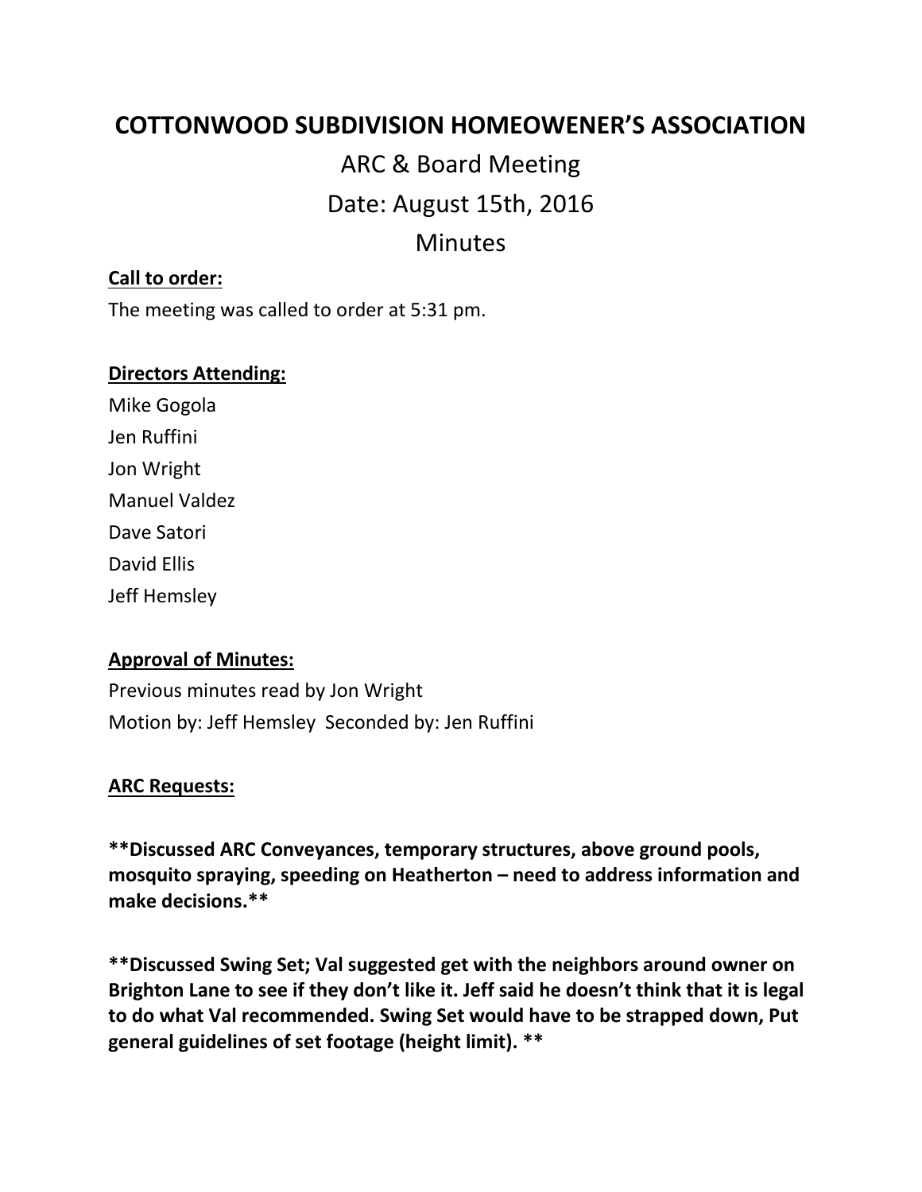# COTTONWOOD SUBDIVISION HOMEOWENER'S ASSOCIATION

## ARC & Board Meeting

## Date: August 15th, 2016

## Minutes

**Call to order:**

The meeting was called to order at 5:31 pm.

**Directors Attending:**

Mike Gogola
Jen Ruffini
Jon Wright
Manuel Valdez
Dave Satori
David Ellis
Jeff Hemsley

**Approval of Minutes:**

Previous minutes read by Jon Wright
Motion by: Jeff Hemsley Seconded by: Jen Ruffini

**ARC Requests:**

****Discussed ARC Conveyances, temporary structures, above ground pools, mosquito spraying, speeding on Heatherton – need to address information and make decisions.****

****Discussed Swing Set; Val suggested get with the neighbors around owner on Brighton Lane to see if they don't like it. Jeff said he doesn't think that it is legal to do what Val recommended. Swing Set would have to be strapped down, Put general guidelines of set footage (height limit). ****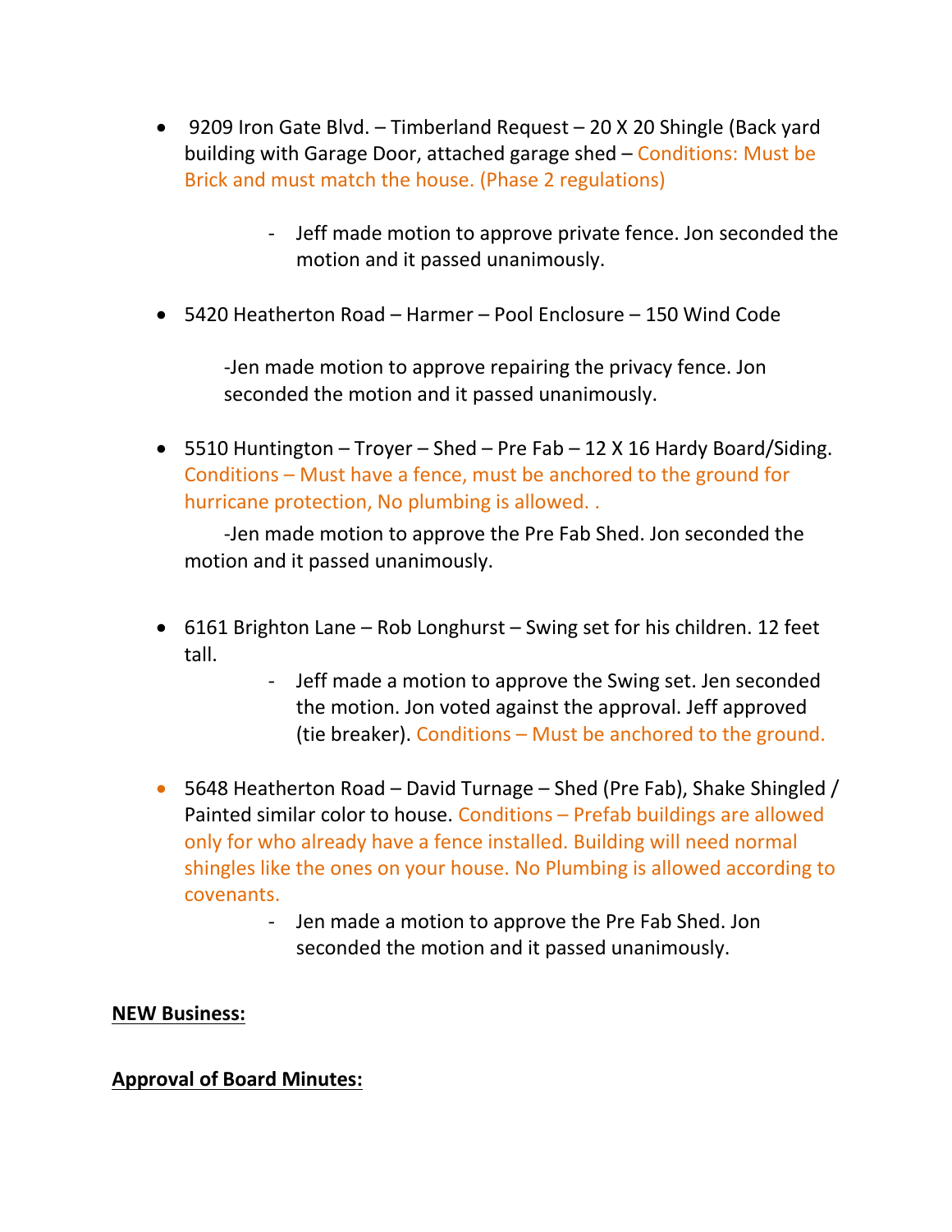- 9209 Iron Gate Blvd. – Timberland Request – 20 X 20 Shingle (Back yard building with Garage Door, attached garage shed – Conditions: Must be Brick and must match the house. (Phase 2 regulations)

    - Jeff made motion to approve private fence. Jon seconded the motion and it passed unanimously.

- 5420 Heatherton Road – Harmer – Pool Enclosure – 150 Wind Code

    -Jen made motion to approve repairing the privacy fence. Jon seconded the motion and it passed unanimously.

- 5510 Huntington – Troyer – Shed – Pre Fab – 12 X 16 Hardy Board/Siding. Conditions – Must have a fence, must be anchored to the ground for hurricane protection, No plumbing is allowed. .

    -Jen made motion to approve the Pre Fab Shed. Jon seconded the motion and it passed unanimously.

- 6161 Brighton Lane – Rob Longhurst – Swing set for his children. 12 feet tall.
    - Jeff made a motion to approve the Swing set. Jen seconded the motion. Jon voted against the approval. Jeff approved (tie breaker). Conditions – Must be anchored to the ground.

- 5648 Heatherton Road – David Turnage – Shed (Pre Fab), Shake Shingled / Painted similar color to house. Conditions – Prefab buildings are allowed only for who already have a fence installed. Building will need normal shingles like the ones on your house. No Plumbing is allowed according to covenants.
    - Jen made a motion to approve the Pre Fab Shed. Jon seconded the motion and it passed unanimously.

**NEW Business:**

**Approval of Board Minutes:**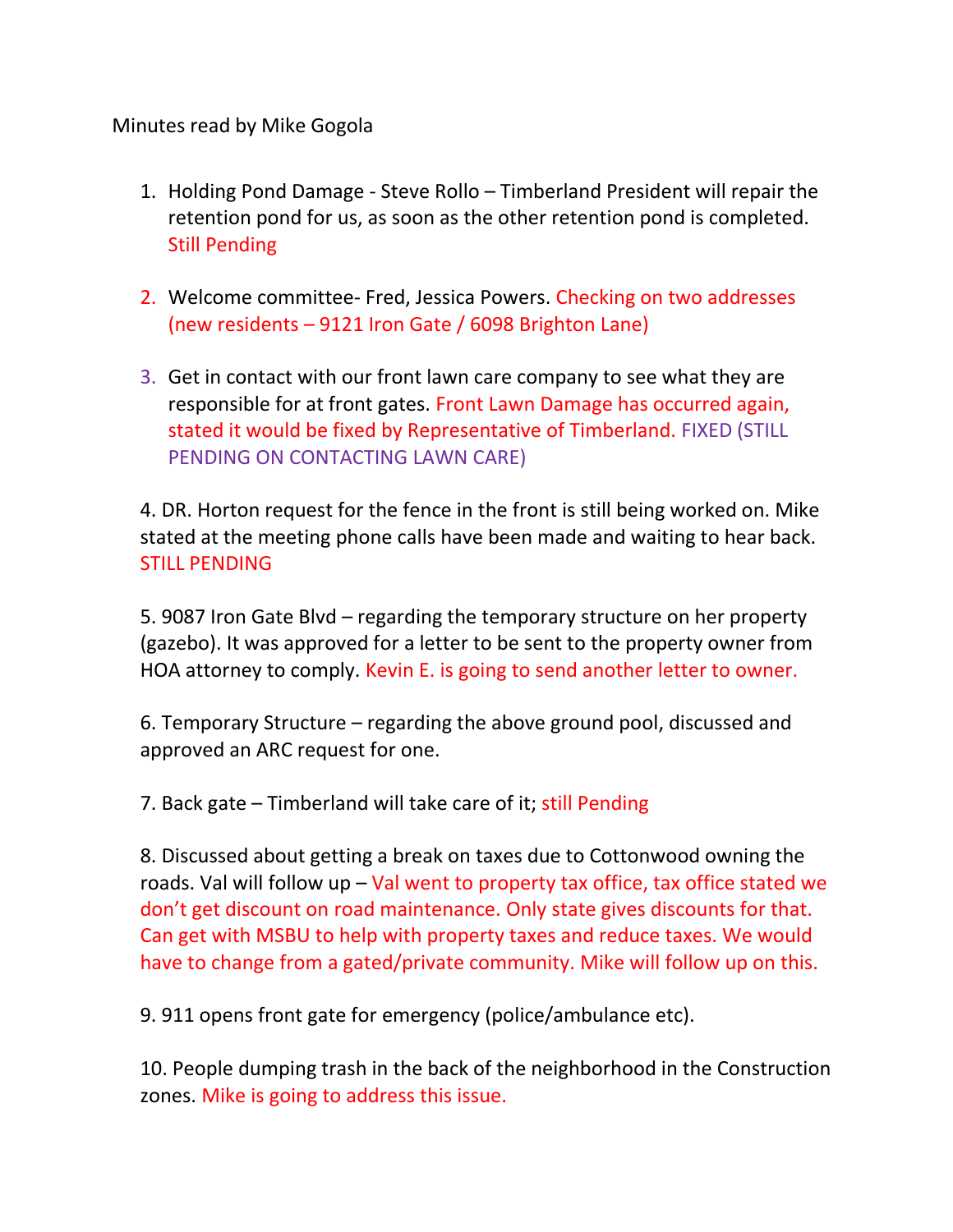Minutes read by Mike Gogola

1. Holding Pond Damage - Steve Rollo – Timberland President will repair the retention pond for us, as soon as the other retention pond is completed. Still Pending

2. Welcome committee- Fred, Jessica Powers. Checking on two addresses (new residents – 9121 Iron Gate / 6098 Brighton Lane)

3. Get in contact with our front lawn care company to see what they are responsible for at front gates. Front Lawn Damage has occurred again, stated it would be fixed by Representative of Timberland. FIXED (STILL PENDING ON CONTACTING LAWN CARE)

4. DR. Horton request for the fence in the front is still being worked on. Mike stated at the meeting phone calls have been made and waiting to hear back. STILL PENDING

5. 9087 Iron Gate Blvd – regarding the temporary structure on her property (gazebo). It was approved for a letter to be sent to the property owner from HOA attorney to comply. Kevin E. is going to send another letter to owner.

6. Temporary Structure – regarding the above ground pool, discussed and approved an ARC request for one.

7. Back gate – Timberland will take care of it; still Pending

8. Discussed about getting a break on taxes due to Cottonwood owning the roads. Val will follow up – Val went to property tax office, tax office stated we don't get discount on road maintenance. Only state gives discounts for that. Can get with MSBU to help with property taxes and reduce taxes. We would have to change from a gated/private community. Mike will follow up on this.

9. 911 opens front gate for emergency (police/ambulance etc).

10. People dumping trash in the back of the neighborhood in the Construction zones. Mike is going to address this issue.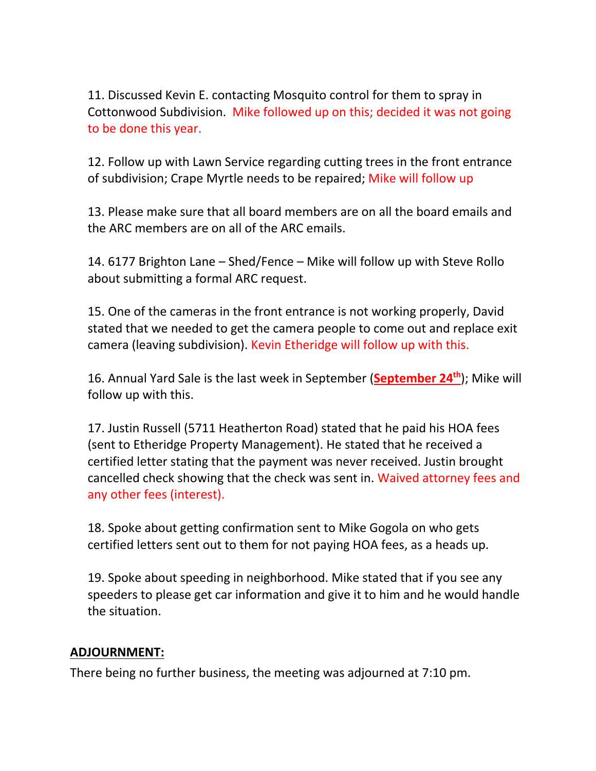11. Discussed Kevin E. contacting Mosquito control for them to spray in Cottonwood Subdivision. Mike followed up on this; decided it was not going to be done this year.

12. Follow up with Lawn Service regarding cutting trees in the front entrance of subdivision; Crape Myrtle needs to be repaired; Mike will follow up

13. Please make sure that all board members are on all the board emails and the ARC members are on all of the ARC emails.

14. 6177 Brighton Lane – Shed/Fence – Mike will follow up with Steve Rollo about submitting a formal ARC request.

15. One of the cameras in the front entrance is not working properly, David stated that we needed to get the camera people to come out and replace exit camera (leaving subdivision). Kevin Etheridge will follow up with this.

16. Annual Yard Sale is the last week in September (**September 24th**); Mike will follow up with this.

17. Justin Russell (5711 Heatherton Road) stated that he paid his HOA fees (sent to Etheridge Property Management). He stated that he received a certified letter stating that the payment was never received. Justin brought cancelled check showing that the check was sent in. Waived attorney fees and any other fees (interest).

18. Spoke about getting confirmation sent to Mike Gogola on who gets certified letters sent out to them for not paying HOA fees, as a heads up.

19. Spoke about speeding in neighborhood. Mike stated that if you see any speeders to please get car information and give it to him and he would handle the situation.

## ADJOURNMENT:

There being no further business, the meeting was adjourned at 7:10 pm.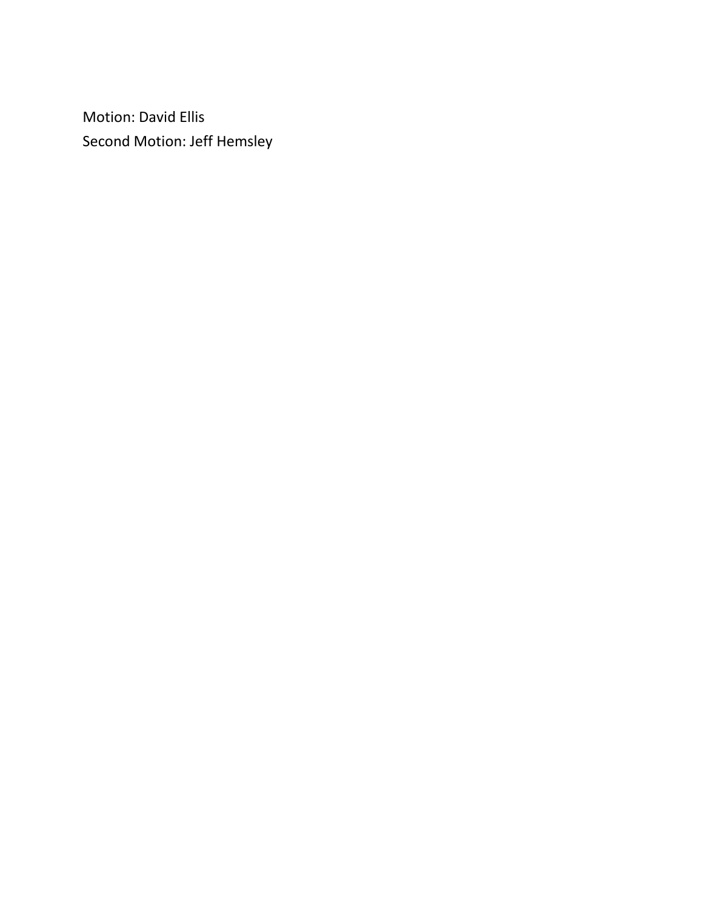Motion: David Ellis
Second Motion: Jeff Hemsley